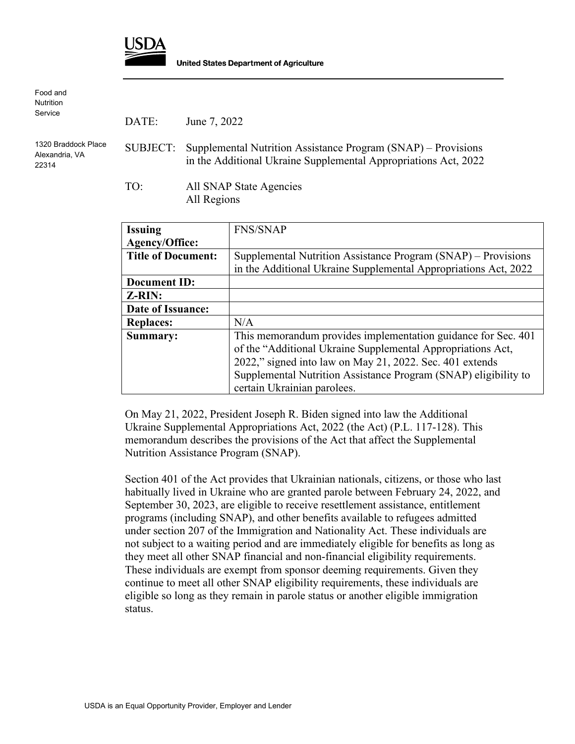**USDA**

**United States Department of Agriculture**

Food and Nutrition Service

1320 Braddock Place
Alexandria, VA
22314

DATE: June 7, 2022

SUBJECT: Supplemental Nutrition Assistance Program (SNAP) – Provisions in the Additional Ukraine Supplemental Appropriations Act, 2022

TO: All SNAP State Agencies
All Regions

| **Issuing Agency/Office:** | FNS/SNAP |
|---|---|
| **Title of Document:** | Supplemental Nutrition Assistance Program (SNAP) – Provisions in the Additional Ukraine Supplemental Appropriations Act, 2022 |
| **Document ID:** | |
| **Z-RIN:** | |
| **Date of Issuance:** | |
| **Replaces:** | N/A |
| **Summary:** | This memorandum provides implementation guidance for Sec. 401 of the "Additional Ukraine Supplemental Appropriations Act, 2022," signed into law on May 21, 2022. Sec. 401 extends Supplemental Nutrition Assistance Program (SNAP) eligibility to certain Ukrainian parolees. |

On May 21, 2022, President Joseph R. Biden signed into law the Additional Ukraine Supplemental Appropriations Act, 2022 (the Act) (P.L. 117-128). This memorandum describes the provisions of the Act that affect the Supplemental Nutrition Assistance Program (SNAP).

Section 401 of the Act provides that Ukrainian nationals, citizens, or those who last habitually lived in Ukraine who are granted parole between February 24, 2022, and September 30, 2023, are eligible to receive resettlement assistance, entitlement programs (including SNAP), and other benefits available to refugees admitted under section 207 of the Immigration and Nationality Act. These individuals are not subject to a waiting period and are immediately eligible for benefits as long as they meet all other SNAP financial and non-financial eligibility requirements. These individuals are exempt from sponsor deeming requirements. Given they continue to meet all other SNAP eligibility requirements, these individuals are eligible so long as they remain in parole status or another eligible immigration status.

USDA is an Equal Opportunity Provider, Employer and Lender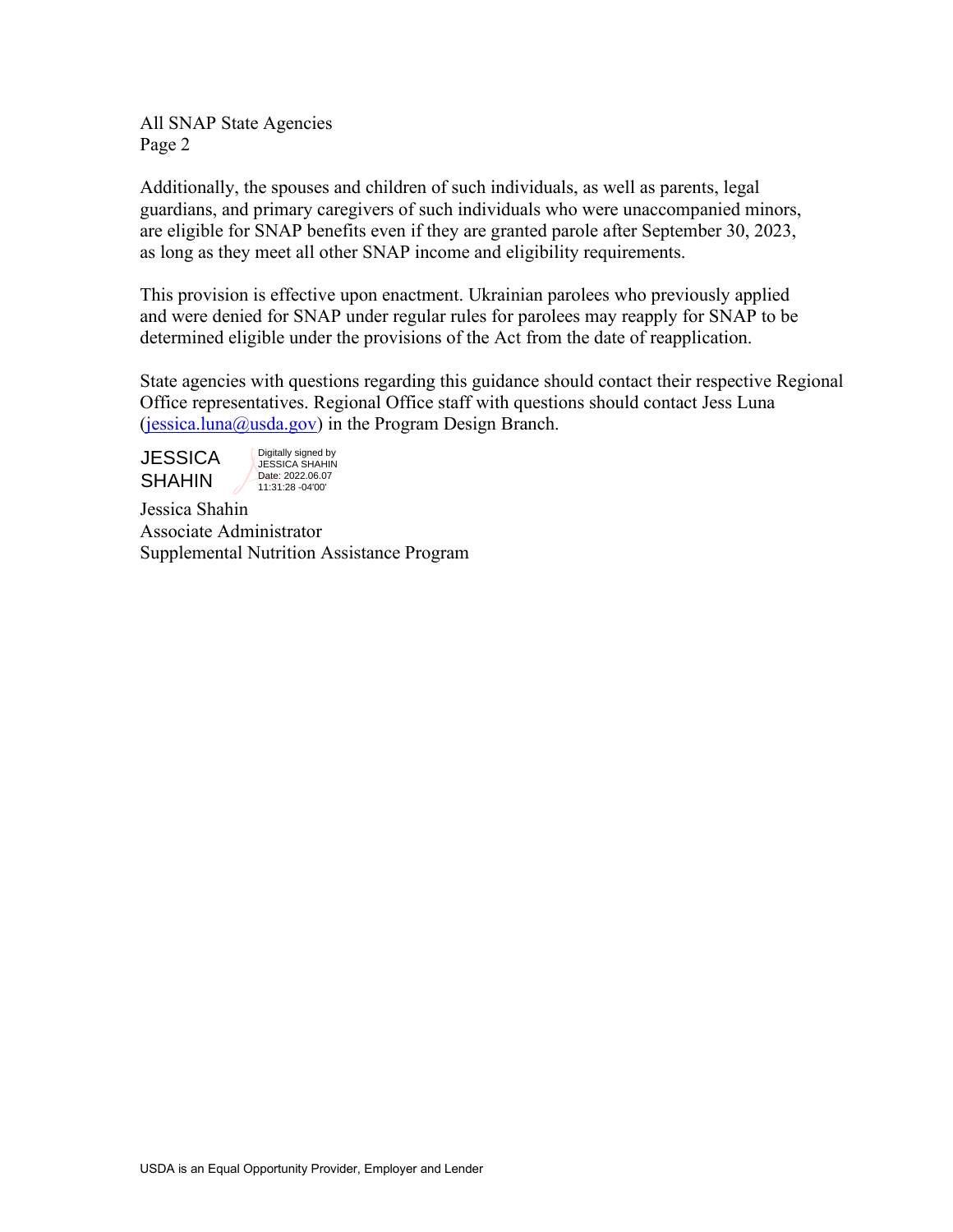Additionally, the spouses and children of such individuals, as well as parents, legal guardians, and primary caregivers of such individuals who were unaccompanied minors, are eligible for SNAP benefits even if they are granted parole after September 30, 2023, as long as they meet all other SNAP income and eligibility requirements.

This provision is effective upon enactment. Ukrainian parolees who previously applied and were denied for SNAP under regular rules for parolees may reapply for SNAP to be determined eligible under the provisions of the Act from the date of reapplication.

State agencies with questions regarding this guidance should contact their respective Regional Office representatives. Regional Office staff with questions should contact Jess Luna (jessica.luna@usda.gov) in the Program Design Branch.

JESSICA SHAHIN

Digitally signed by JESSICA SHAHIN
Date: 2022.06.07 11:31:28 -04'00'

Jessica Shahin
Associate Administrator
Supplemental Nutrition Assistance Program

USDA is an Equal Opportunity Provider, Employer and Lender